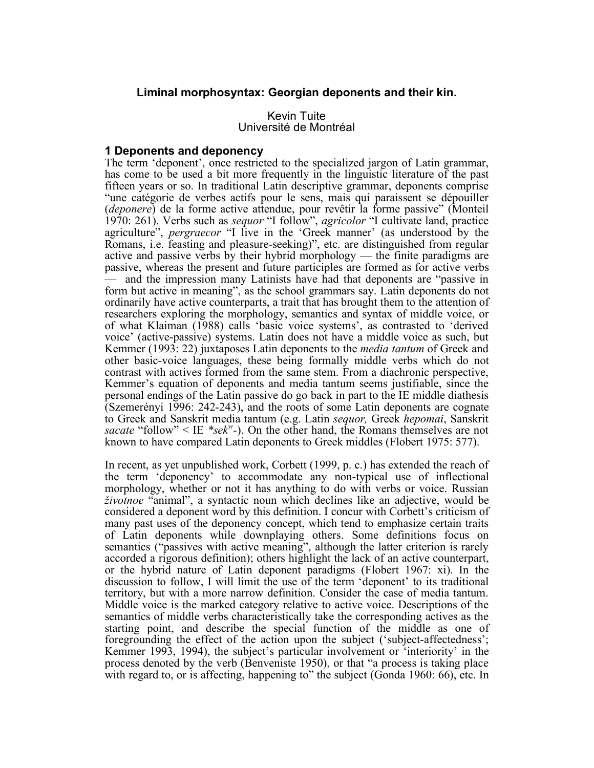## Liminal morphosyntax: Georgian deponents and their kin.

Kevin Tuite
Université de Montréal

### 1 Deponents and deponency

The term 'deponent', once restricted to the specialized jargon of Latin grammar, has come to be used a bit more frequently in the linguistic literature of the past fifteen years or so. In traditional Latin descriptive grammar, deponents comprise "une catégorie de verbes actifs pour le sens, mais qui paraissent se dépouiller (*deponere*) de la forme active attendue, pour revêtir la forme passive" (Monteil 1970: 261). Verbs such as *sequor* "I follow", *agricolor* "I cultivate land, practice agriculture", *pergraecor* "I live in the 'Greek manner' (as understood by the Romans, i.e. feasting and pleasure-seeking)", etc. are distinguished from regular active and passive verbs by their hybrid morphology — the finite paradigms are passive, whereas the present and future participles are formed as for active verbs — and the impression many Latinists have had that deponents are "passive in form but active in meaning", as the school grammars say. Latin deponents do not ordinarily have active counterparts, a trait that has brought them to the attention of researchers exploring the morphology, semantics and syntax of middle voice, or of what Klaiman (1988) calls 'basic voice systems', as contrasted to 'derived voice' (active-passive) systems. Latin does not have a middle voice as such, but Kemmer (1993: 22) juxtaposes Latin deponents to the *media tantum* of Greek and other basic-voice languages, these being formally middle verbs which do not contrast with actives formed from the same stem. From a diachronic perspective, Kemmer's equation of deponents and media tantum seems justifiable, since the personal endings of the Latin passive do go back in part to the IE middle diathesis (Szemerényi 1996: 242-243), and the roots of some Latin deponents are cognate to Greek and Sanskrit media tantum (e.g. Latin *sequor,* Greek *hepomai*, Sanskrit *sacate* "follow" < IE *\*sek$^w$-*). On the other hand, the Romans themselves are not known to have compared Latin deponents to Greek middles (Flobert 1975: 577).

In recent, as yet unpublished work, Corbett (1999, p. c.) has extended the reach of the term 'deponency' to accommodate any non-typical use of inflectional morphology, whether or not it has anything to do with verbs or voice. Russian *životnoe* "animal", a syntactic noun which declines like an adjective, would be considered a deponent word by this definition. I concur with Corbett's criticism of many past uses of the deponency concept, which tend to emphasize certain traits of Latin deponents while downplaying others. Some definitions focus on semantics ("passives with active meaning", although the latter criterion is rarely accorded a rigorous definition); others highlight the lack of an active counterpart, or the hybrid nature of Latin deponent paradigms (Flobert 1967: xi). In the discussion to follow, I will limit the use of the term 'deponent' to its traditional territory, but with a more narrow definition. Consider the case of media tantum. Middle voice is the marked category relative to active voice. Descriptions of the semantics of middle verbs characteristically take the corresponding actives as the starting point, and describe the special function of the middle as one of foregrounding the effect of the action upon the subject ('subject-affectedness'; Kemmer 1993, 1994), the subject's particular involvement or 'interiority' in the process denoted by the verb (Benveniste 1950), or that "a process is taking place with regard to, or is affecting, happening to" the subject (Gonda 1960: 66), etc. In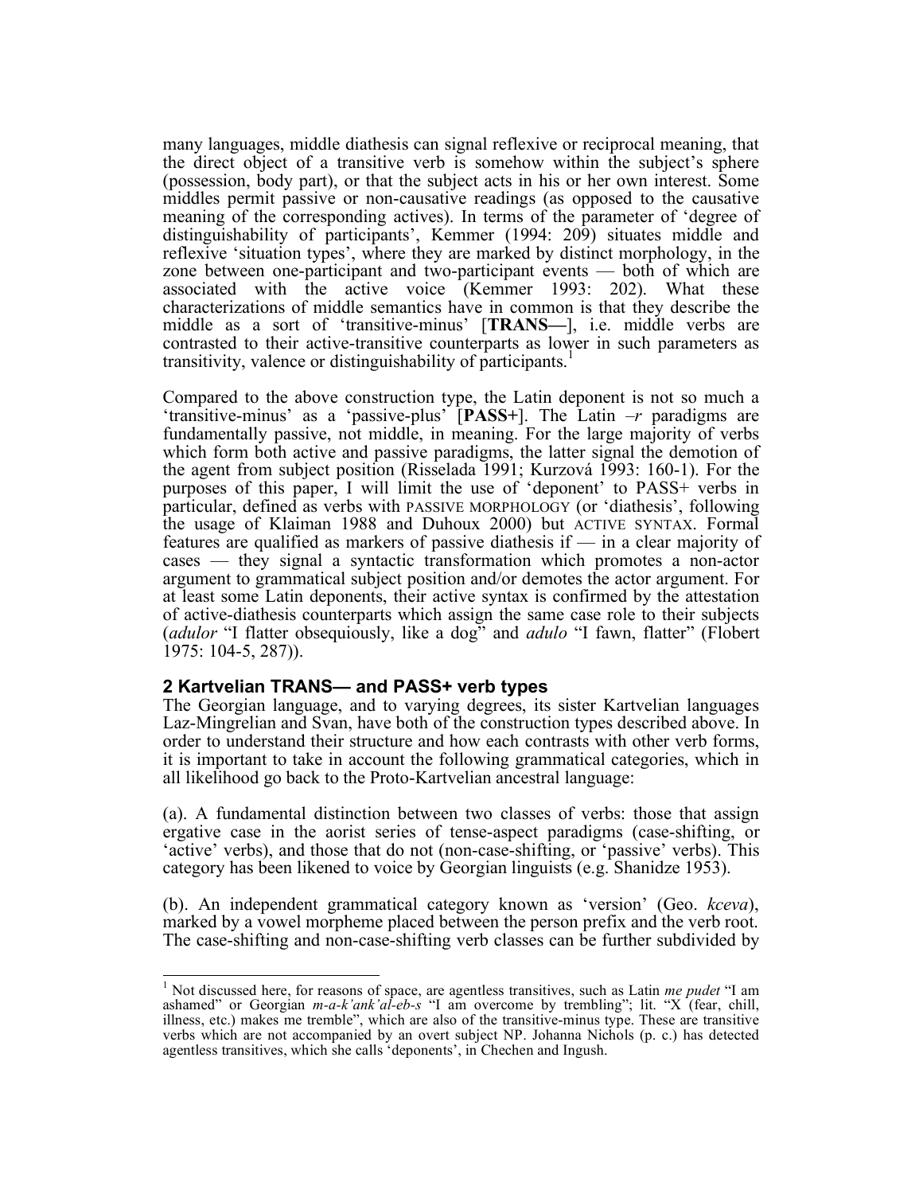many languages, middle diathesis can signal reflexive or reciprocal meaning, that the direct object of a transitive verb is somehow within the subject's sphere (possession, body part), or that the subject acts in his or her own interest. Some middles permit passive or non-causative readings (as opposed to the causative meaning of the corresponding actives). In terms of the parameter of 'degree of distinguishability of participants', Kemmer (1994: 209) situates middle and reflexive 'situation types', where they are marked by distinct morphology, in the zone between one-participant and two-participant events — both of which are associated with the active voice (Kemmer 1993: 202). What these characterizations of middle semantics have in common is that they describe the middle as a sort of 'transitive-minus' [**TRANS—**], i.e. middle verbs are contrasted to their active-transitive counterparts as lower in such parameters as transitivity, valence or distinguishability of participants.[1]

Compared to the above construction type, the Latin deponent is not so much a 'transitive-minus' as a 'passive-plus' [**PASS+**]. The Latin *–r* paradigms are fundamentally passive, not middle, in meaning. For the large majority of verbs which form both active and passive paradigms, the latter signal the demotion of the agent from subject position (Risselada 1991; Kurzová 1993: 160-1). For the purposes of this paper, I will limit the use of 'deponent' to PASS+ verbs in particular, defined as verbs with PASSIVE MORPHOLOGY (or 'diathesis', following the usage of Klaiman 1988 and Duhoux 2000) but ACTIVE SYNTAX. Formal features are qualified as markers of passive diathesis if — in a clear majority of cases — they signal a syntactic transformation which promotes a non-actor argument to grammatical subject position and/or demotes the actor argument. For at least some Latin deponents, their active syntax is confirmed by the attestation of active-diathesis counterparts which assign the same case role to their subjects (*adulor* "I flatter obsequiously, like a dog" and *adulo* "I fawn, flatter" (Flobert 1975: 104-5, 287)).

## 2 Kartvelian TRANS— and PASS+ verb types

The Georgian language, and to varying degrees, its sister Kartvelian languages Laz-Mingrelian and Svan, have both of the construction types described above. In order to understand their structure and how each contrasts with other verb forms, it is important to take in account the following grammatical categories, which in all likelihood go back to the Proto-Kartvelian ancestral language:

(a). A fundamental distinction between two classes of verbs: those that assign ergative case in the aorist series of tense-aspect paradigms (case-shifting, or 'active' verbs), and those that do not (non-case-shifting, or 'passive' verbs). This category has been likened to voice by Georgian linguists (e.g. Shanidze 1953).

(b). An independent grammatical category known as 'version' (Geo. *kceva*), marked by a vowel morpheme placed between the person prefix and the verb root. The case-shifting and non-case-shifting verb classes can be further subdivided by

---

[1] Not discussed here, for reasons of space, are agentless transitives, such as Latin *me pudet* "I am ashamed" or Georgian *m-a-k'ank'al-eb-s* "I am overcome by trembling"; lit. "X (fear, chill, illness, etc.) makes me tremble", which are also of the transitive-minus type. These are transitive verbs which are not accompanied by an overt subject NP. Johanna Nichols (p. c.) has detected agentless transitives, which she calls 'deponents', in Chechen and Ingush.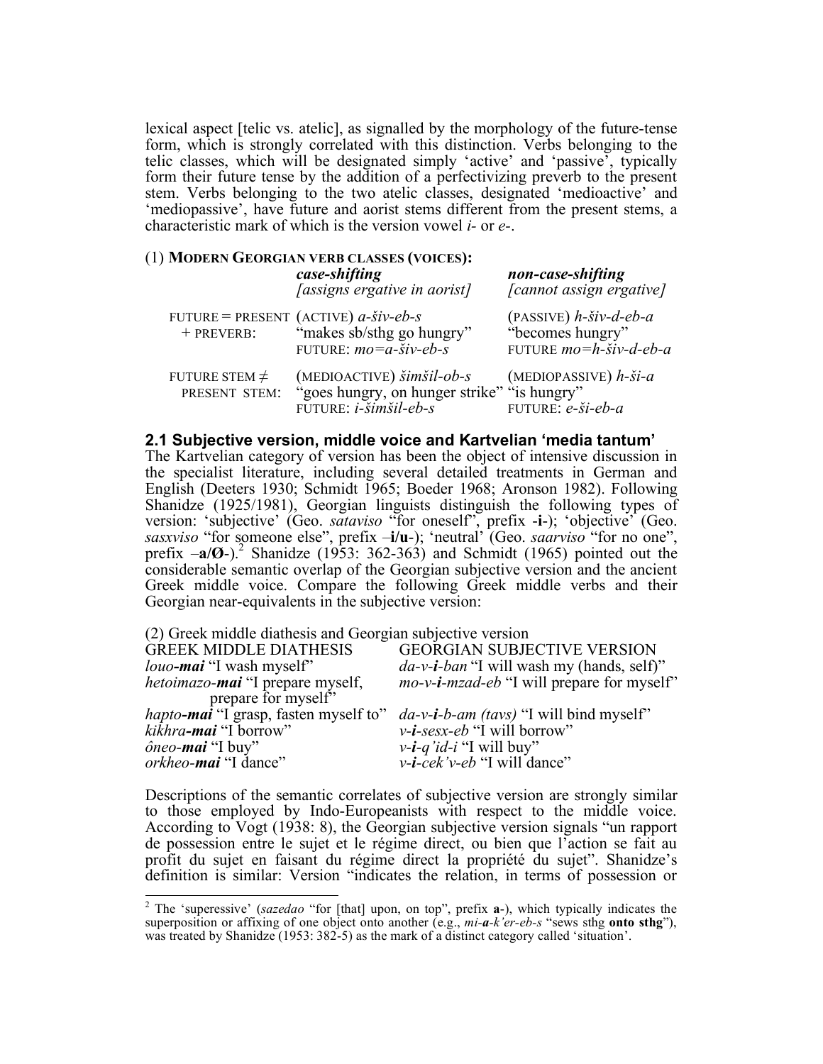lexical aspect [telic vs. atelic], as signalled by the morphology of the future-tense form, which is strongly correlated with this distinction. Verbs belonging to the telic classes, which will be designated simply 'active' and 'passive', typically form their future tense by the addition of a perfectivizing preverb to the present stem. Verbs belonging to the two atelic classes, designated 'medioactive' and 'mediopassive', have future and aorist stems different from the present stems, a characteristic mark of which is the version vowel *i-* or *e-*.

(1) **MODERN GEORGIAN VERB CLASSES (VOICES):**

| | ***case-shifting*** *[assigns ergative in aorist]* | ***non-case-shifting*** *[cannot assign ergative]* |
|---|---|---|
| FUTURE = PRESENT + PREVERB: | (ACTIVE) *a-šiv-eb-s* "makes sb/sthg go hungry" FUTURE: *mo=a-šiv-eb-s* | (PASSIVE) *h-šiv-d-eb-a* "becomes hungry" FUTURE *mo=h-šiv-d-eb-a* |
| FUTURE STEM ≠ PRESENT STEM: | (MEDIOACTIVE) *šimšil-ob-s* "goes hungry, on hunger strike" FUTURE: *i-šimšil-eb-s* | (MEDIOPASSIVE) *h-ši-a* "is hungry" FUTURE: *e-ši-eb-a* |

## 2.1 Subjective version, middle voice and Kartvelian 'media tantum'

The Kartvelian category of version has been the object of intensive discussion in the specialist literature, including several detailed treatments in German and English (Deeters 1930; Schmidt 1965; Boeder 1968; Aronson 1982). Following Shanidze (1925/1981), Georgian linguists distinguish the following types of version: 'subjective' (Geo. *sataviso* "for oneself", prefix -**i**-); 'objective' (Geo. *sasxviso* "for someone else", prefix –**i/u**-); 'neutral' (Geo. *saarviso* "for no one", prefix –**a/Ø**-).[2] Shanidze (1953: 362-363) and Schmidt (1965) pointed out the considerable semantic overlap of the Georgian subjective version and the ancient Greek middle voice. Compare the following Greek middle verbs and their Georgian near-equivalents in the subjective version:

(2) Greek middle diathesis and Georgian subjective version

| GREEK MIDDLE DIATHESIS | GEORGIAN SUBJECTIVE VERSION |
|---|---|
| *louo-**mai*** "I wash myself" | *da-v-**i**-ban* "I will wash my (hands, self)" |
| *hetoimazo-**mai*** "I prepare myself, prepare for myself" | *mo-v-**i**-mzad-eb* "I will prepare for myself" |
| *hapto-**mai*** "I grasp, fasten myself to" | *da-v-**i**-b-am (tavs)* "I will bind myself" |
| *kikhra-**mai*** "I borrow" | *v-**i**-sesx-eb* "I will borrow" |
| *ôneo-**mai*** "I buy" | *v-**i**-q'id-i* "I will buy" |
| *orkheo-**mai*** "I dance" | *v-**i**-cek'v-eb* "I will dance" |

Descriptions of the semantic correlates of subjective version are strongly similar to those employed by Indo-Europeanists with respect to the middle voice. According to Vogt (1938: 8), the Georgian subjective version signals "un rapport de possession entre le sujet et le régime direct, ou bien que l'action se fait au profit du sujet en faisant du régime direct la propriété du sujet". Shanidze's definition is similar: Version "indicates the relation, in terms of possession or

---

[2] The 'superessive' (*sazedao* "for [that] upon, on top", prefix **a**-), which typically indicates the superposition or affixing of one object onto another (e.g., *mi-**a**-k'er-eb-s* "sews sthg **onto sthg**"), was treated by Shanidze (1953: 382-5) as the mark of a distinct category called 'situation'.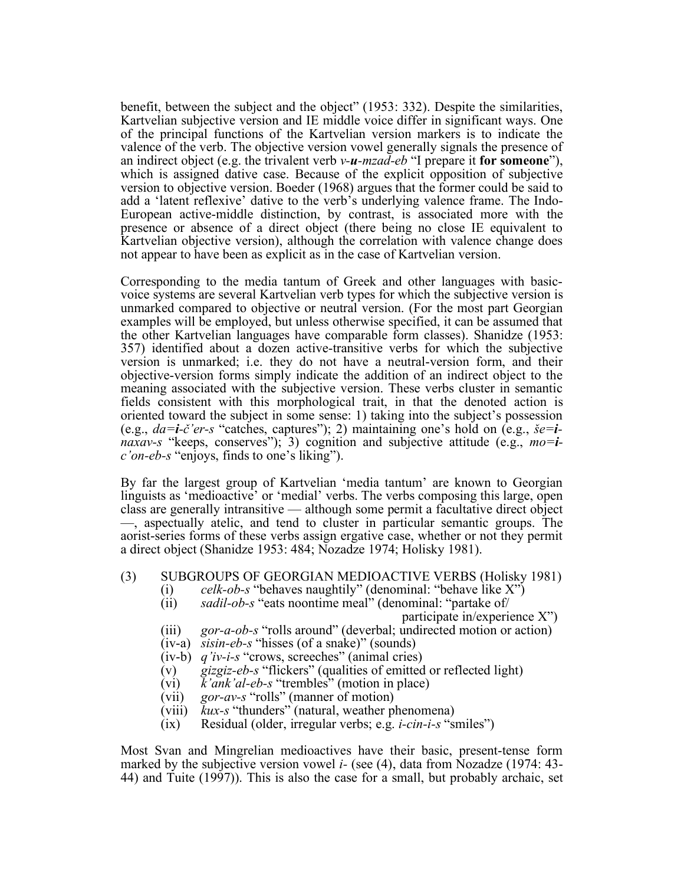benefit, between the subject and the object" (1953: 332). Despite the similarities, Kartvelian subjective version and IE middle voice differ in significant ways. One of the principal functions of the Kartvelian version markers is to indicate the valence of the verb. The objective version vowel generally signals the presence of an indirect object (e.g. the trivalent verb *v-**u**-mzad-eb* "I prepare it **for someone**"), which is assigned dative case. Because of the explicit opposition of subjective version to objective version. Boeder (1968) argues that the former could be said to add a 'latent reflexive' dative to the verb's underlying valence frame. The Indo-European active-middle distinction, by contrast, is associated more with the presence or absence of a direct object (there being no close IE equivalent to Kartvelian objective version), although the correlation with valence change does not appear to have been as explicit as in the case of Kartvelian version.

Corresponding to the media tantum of Greek and other languages with basic-voice systems are several Kartvelian verb types for which the subjective version is unmarked compared to objective or neutral version. (For the most part Georgian examples will be employed, but unless otherwise specified, it can be assumed that the other Kartvelian languages have comparable form classes). Shanidze (1953: 357) identified about a dozen active-transitive verbs for which the subjective version is unmarked; i.e. they do not have a neutral-version form, and their objective-version forms simply indicate the addition of an indirect object to the meaning associated with the subjective version. These verbs cluster in semantic fields consistent with this morphological trait, in that the denoted action is oriented toward the subject in some sense: 1) taking into the subject's possession (e.g., *da=**i**-č'er-s* "catches, captures"); 2) maintaining one's hold on (e.g., *še=**i**-naxav-s* "keeps, conserves"); 3) cognition and subjective attitude (e.g., *mo=**i**-c'on-eb-s* "enjoys, finds to one's liking").

By far the largest group of Kartvelian 'media tantum' are known to Georgian linguists as 'medioactive' or 'medial' verbs. The verbs composing this large, open class are generally intransitive — although some permit a facultative direct object —, aspectually atelic, and tend to cluster in particular semantic groups. The aorist-series forms of these verbs assign ergative case, whether or not they permit a direct object (Shanidze 1953: 484; Nozadze 1974; Holisky 1981).

(3) SUBGROUPS OF GEORGIAN MEDIOACTIVE VERBS (Holisky 1981)
- (i) *celk-ob-s* "behaves naughtily" (denominal: "behave like X")
- (ii) *sadil-ob-s* "eats noontime meal" (denominal: "partake of/ participate in/experience X")
- (iii) *gor-a-ob-s* "rolls around" (deverbal; undirected motion or action)
- (iv-a) *sisin-eb-s* "hisses (of a snake)" (sounds)
- (iv-b) *q'iv-i-s* "crows, screeches" (animal cries)
- (v) *gizgiz-eb-s* "flickers" (qualities of emitted or reflected light)
- (vi) *k'ank'al-eb-s* "trembles" (motion in place)
- (vii) *gor-av-s* "rolls" (manner of motion)
- (viii) *kux-s* "thunders" (natural, weather phenomena)
- (ix) Residual (older, irregular verbs; e.g. *i-cin-i-s* "smiles")

Most Svan and Mingrelian medioactives have their basic, present-tense form marked by the subjective version vowel *i-* (see (4), data from Nozadze (1974: 43-44) and Tuite (1997)). This is also the case for a small, but probably archaic, set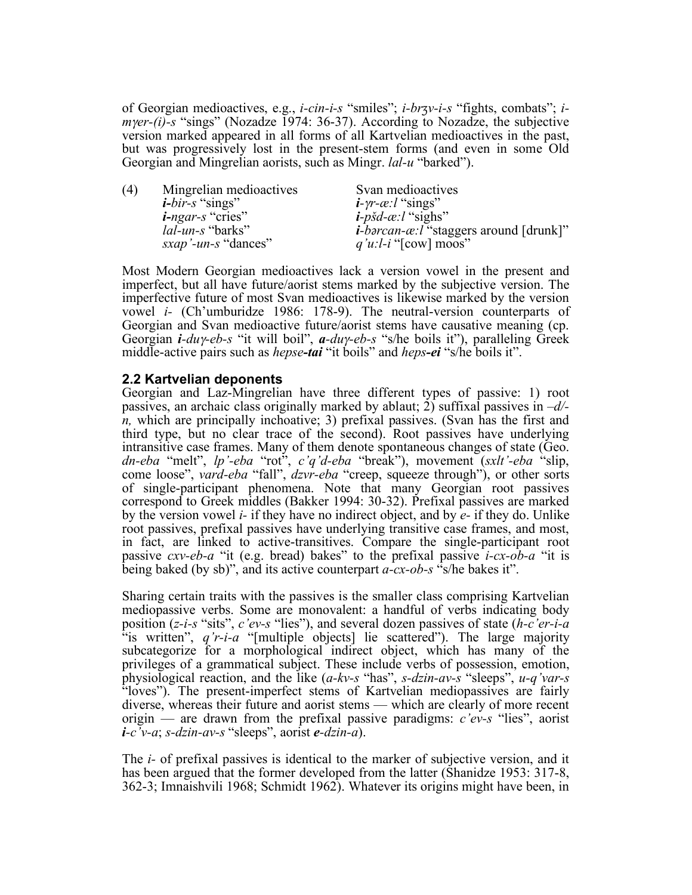of Georgian medioactives, e.g., *i-cin-i-s* "smiles"; *i-brʒv-i-s* "fights, combats"; *i-mɣer-(i)-s* "sings" (Nozadze 1974: 36-37). According to Nozadze, the subjective version marked appeared in all forms of all Kartvelian medioactives in the past, but was progressively lost in the present-stem forms (and even in some Old Georgian and Mingrelian aorists, such as Mingr. *lal-u* "barked").

| (4) | Mingrelian medioactives | Svan medioactives |
|---|---|---|
| | ***i**-bir-s* "sings" | ***i**-ɣr-æ:l* "sings" |
| | ***i**-ngar-s* "cries" | ***i**-pšd-æ:l* "sighs" |
| | *lal-un-s* "barks" | ***i**-bərcan-æ:l* "staggers around [drunk]" |
| | *sxap'-un-s* "dances" | *q'u:l-i* "[cow] moos" |

Most Modern Georgian medioactives lack a version vowel in the present and imperfect, but all have future/aorist stems marked by the subjective version. The imperfective future of most Svan medioactives is likewise marked by the version vowel *i-* (Ch'umburidze 1986: 178-9). The neutral-version counterparts of Georgian and Svan medioactive future/aorist stems have causative meaning (cp. Georgian ***i**-duɣ-eb-s* "it will boil", ***a**-duɣ-eb-s* "s/he boils it"), paralleling Greek middle-active pairs such as *hepse**-tai*** "it boils" and *heps**-ei*** "s/he boils it".

## 2.2 Kartvelian deponents

Georgian and Laz-Mingrelian have three different types of passive: 1) root passives, an archaic class originally marked by ablaut; 2) suffixal passives in *–d/-n,* which are principally inchoative; 3) prefixal passives. (Svan has the first and third type, but no clear trace of the second). Root passives have underlying intransitive case frames. Many of them denote spontaneous changes of state (Geo. *dn-eba* "melt", *lp'-eba* "rot", *c'q'd-eba* "break"), movement (*sxlt'-eba* "slip, come loose", *vard-eba* "fall", *dzvr-eba* "creep, squeeze through"), or other sorts of single-participant phenomena. Note that many Georgian root passives correspond to Greek middles (Bakker 1994: 30-32). Prefixal passives are marked by the version vowel *i-* if they have no indirect object, and by *e-* if they do. Unlike root passives, prefixal passives have underlying transitive case frames, and most, in fact, are linked to active-transitives. Compare the single-participant root passive *cxv-eb-a* "it (e.g. bread) bakes" to the prefixal passive *i-cx-ob-a* "it is being baked (by sb)", and its active counterpart *a-cx-ob-s* "s/he bakes it".

Sharing certain traits with the passives is the smaller class comprising Kartvelian mediopassive verbs. Some are monovalent: a handful of verbs indicating body position (*z-i-s* "sits", *c'ev-s* "lies"), and several dozen passives of state (*h-c'er-i-a* "is written", *q'r-i-a* "[multiple objects] lie scattered"). The large majority subcategorize for a morphological indirect object, which has many of the privileges of a grammatical subject. These include verbs of possession, emotion, physiological reaction, and the like (*a-kv-s* "has", *s-dzin-av-s* "sleeps", *u-q'var-s* "loves"). The present-imperfect stems of Kartvelian mediopassives are fairly diverse, whereas their future and aorist stems — which are clearly of more recent origin — are drawn from the prefixal passive paradigms: *c'ev-s* "lies", aorist ***i**-c'v-a*; *s-dzin-av-s* "sleeps", aorist ***e**-dzin-a*).

The *i-* of prefixal passives is identical to the marker of subjective version, and it has been argued that the former developed from the latter (Shanidze 1953: 317-8, 362-3; Imnaishvili 1968; Schmidt 1962). Whatever its origins might have been, in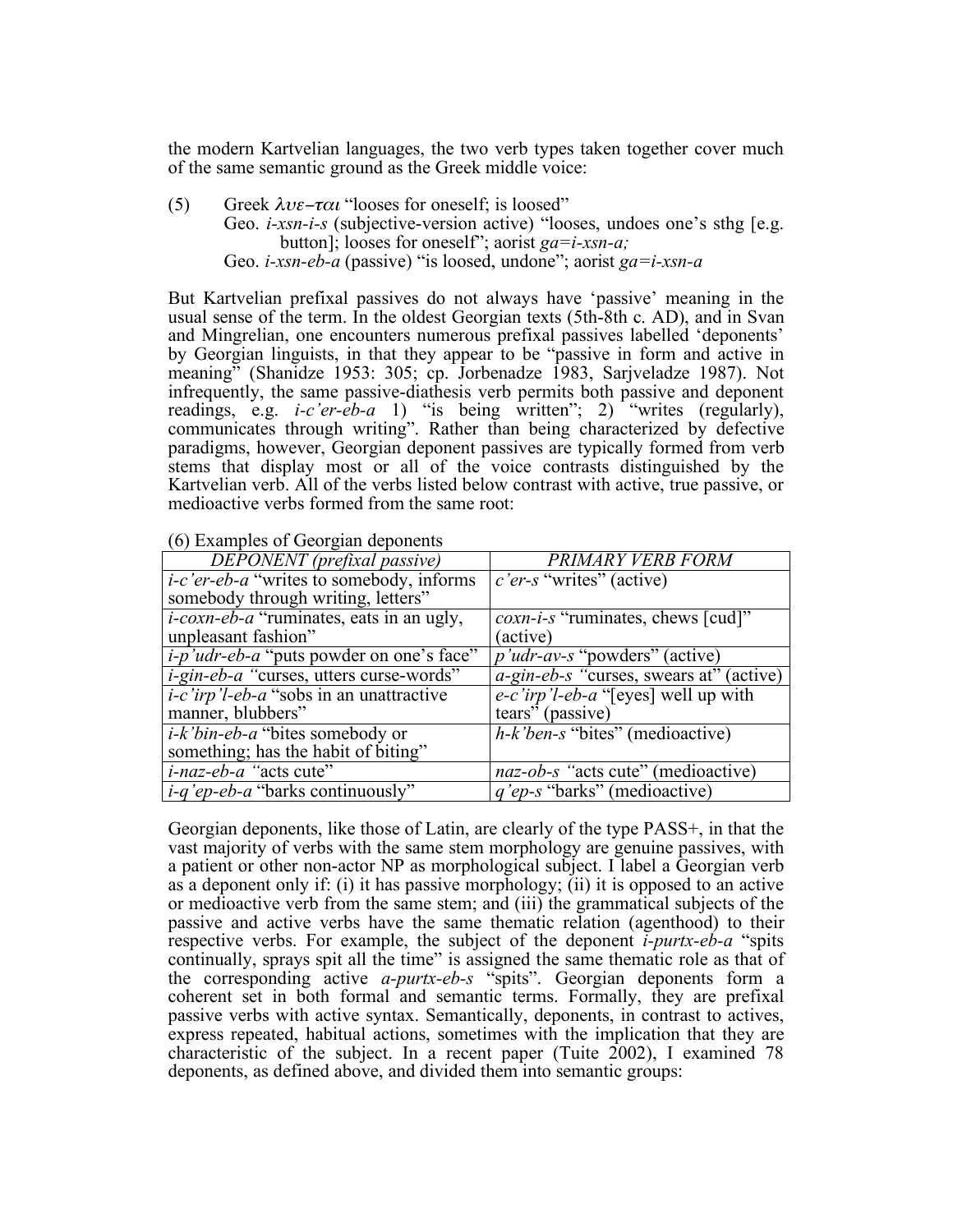the modern Kartvelian languages, the two verb types taken together cover much of the same semantic ground as the Greek middle voice:

(5) Greek *λυε–ται* "looses for oneself; is loosed"
Geo. *i-xsn-i-s* (subjective-version active) "looses, undoes one's sthg [e.g. button]; looses for oneself"; aorist *ga=i-xsn-a;*
Geo. *i-xsn-eb-a* (passive) "is loosed, undone"; aorist *ga=i-xsn-a*

But Kartvelian prefixal passives do not always have 'passive' meaning in the usual sense of the term. In the oldest Georgian texts (5th-8th c. AD), and in Svan and Mingrelian, one encounters numerous prefixal passives labelled 'deponents' by Georgian linguists, in that they appear to be "passive in form and active in meaning" (Shanidze 1953: 305; cp. Jorbenadze 1983, Sarjveladze 1987). Not infrequently, the same passive-diathesis verb permits both passive and deponent readings, e.g. *i-c'er-eb-a* 1) "is being written"; 2) "writes (regularly), communicates through writing". Rather than being characterized by defective paradigms, however, Georgian deponent passives are typically formed from verb stems that display most or all of the voice contrasts distinguished by the Kartvelian verb. All of the verbs listed below contrast with active, true passive, or medioactive verbs formed from the same root:

(6) Examples of Georgian deponents

| *DEPONENT (prefixal passive)* | *PRIMARY VERB FORM* |
|---|---|
| *i-c'er-eb-a* "writes to somebody, informs somebody through writing, letters" | *c'er-s* "writes" (active) |
| *i-coxn-eb-a* "ruminates, eats in an ugly, unpleasant fashion" | *coxn-i-s* "ruminates, chews [cud]" (active) |
| *i-p'udr-eb-a* "puts powder on one's face" | *p'udr-av-s* "powders" (active) |
| *i-gin-eb-a* "curses, utters curse-words" | *a-gin-eb-s* "curses, swears at" (active) |
| *i-c'irp'l-eb-a* "sobs in an unattractive manner, blubbers" | *e-c'irp'l-eb-a* "[eyes] well up with tears" (passive) |
| *i-k'bin-eb-a* "bites somebody or something; has the habit of biting" | *h-k'ben-s* "bites" (medioactive) |
| *i-naz-eb-a* "acts cute" | *naz-ob-s* "acts cute" (medioactive) |
| *i-q'ep-eb-a* "barks continuously" | *q'ep-s* "barks" (medioactive) |

Georgian deponents, like those of Latin, are clearly of the type PASS+, in that the vast majority of verbs with the same stem morphology are genuine passives, with a patient or other non-actor NP as morphological subject. I label a Georgian verb as a deponent only if: (i) it has passive morphology; (ii) it is opposed to an active or medioactive verb from the same stem; and (iii) the grammatical subjects of the passive and active verbs have the same thematic relation (agenthood) to their respective verbs. For example, the subject of the deponent *i-purtx-eb-a* "spits continually, sprays spit all the time" is assigned the same thematic role as that of the corresponding active *a-purtx-eb-s* "spits". Georgian deponents form a coherent set in both formal and semantic terms. Formally, they are prefixal passive verbs with active syntax. Semantically, deponents, in contrast to actives, express repeated, habitual actions, sometimes with the implication that they are characteristic of the subject. In a recent paper (Tuite 2002), I examined 78 deponents, as defined above, and divided them into semantic groups: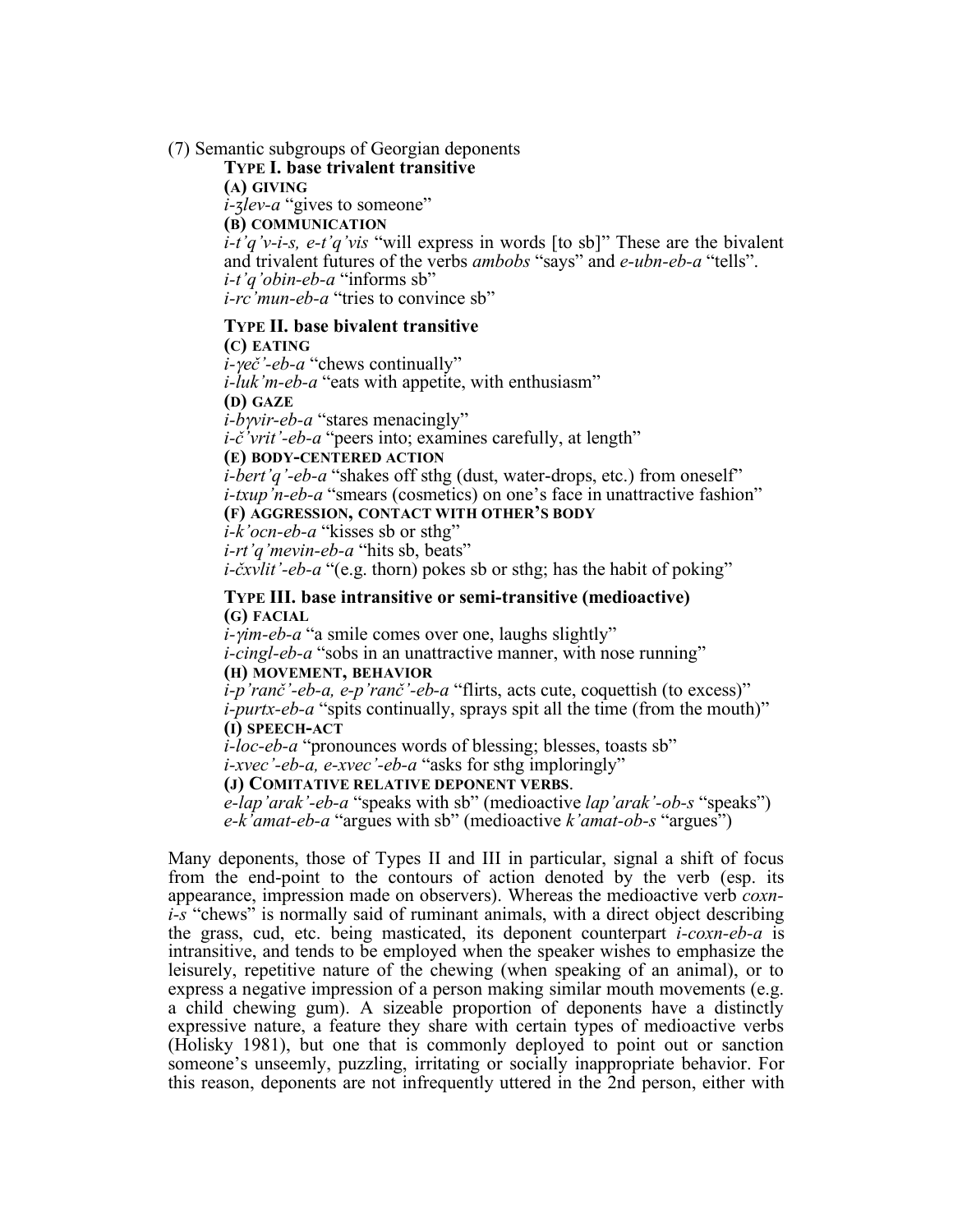(7) Semantic subgroups of Georgian deponents

**TYPE I. base trivalent transitive**

**(A) GIVING**

*i-ʒlev-a* "gives to someone"

**(B) COMMUNICATION**

*i-t'q'v-i-s, e-t'q'vis* "will express in words [to sb]" These are the bivalent and trivalent futures of the verbs *ambobs* "says" and *e-ubn-eb-a* "tells".

*i-t'q'obin-eb-a* "informs sb"

*i-rc'mun-eb-a* "tries to convince sb"

**TYPE II. base bivalent transitive**

**(C) EATING**

*i-γeč'-eb-a* "chews continually"

*i-luk'm-eb-a* "eats with appetite, with enthusiasm"

**(D) GAZE**

*i-bγvir-eb-a* "stares menacingly"

*i-č'vrit'-eb-a* "peers into; examines carefully, at length"

**(E) BODY-CENTERED ACTION**

*i-bert'q'-eb-a* "shakes off sthg (dust, water-drops, etc.) from oneself"

*i-txup'n-eb-a* "smears (cosmetics) on one's face in unattractive fashion"

**(F) AGGRESSION, CONTACT WITH OTHER'S BODY**

*i-k'ocn-eb-a* "kisses sb or sthg"

*i-rt'q'mevin-eb-a* "hits sb, beats"

*i-čxvlit'-eb-a* "(e.g. thorn) pokes sb or sthg; has the habit of poking"

**TYPE III. base intransitive or semi-transitive (medioactive)**

**(G) FACIAL**

*i-γim-eb-a* "a smile comes over one, laughs slightly"

*i-cingl-eb-a* "sobs in an unattractive manner, with nose running"

**(H) MOVEMENT, BEHAVIOR**

*i-p'ranč'-eb-a, e-p'ranč'-eb-a* "flirts, acts cute, coquettish (to excess)"

*i-purtx-eb-a* "spits continually, sprays spit all the time (from the mouth)"

**(I) SPEECH-ACT**

*i-loc-eb-a* "pronounces words of blessing; blesses, toasts sb"

*i-xvec'-eb-a, e-xvec'-eb-a* "asks for sthg imploringly"

**(J) COMITATIVE RELATIVE DEPONENT VERBS**.

*e-lap'arak'-eb-a* "speaks with sb" (medioactive *lap'arak'-ob-s* "speaks")

*e-k'amat-eb-a* "argues with sb" (medioactive *k'amat-ob-s* "argues")

Many deponents, those of Types II and III in particular, signal a shift of focus from the end-point to the contours of action denoted by the verb (esp. its appearance, impression made on observers). Whereas the medioactive verb *coxn-i-s* "chews" is normally said of ruminant animals, with a direct object describing the grass, cud, etc. being masticated, its deponent counterpart *i-coxn-eb-a* is intransitive, and tends to be employed when the speaker wishes to emphasize the leisurely, repetitive nature of the chewing (when speaking of an animal), or to express a negative impression of a person making similar mouth movements (e.g. a child chewing gum). A sizeable proportion of deponents have a distinctly expressive nature, a feature they share with certain types of medioactive verbs (Holisky 1981), but one that is commonly deployed to point out or sanction someone's unseemly, puzzling, irritating or socially inappropriate behavior. For this reason, deponents are not infrequently uttered in the 2nd person, either with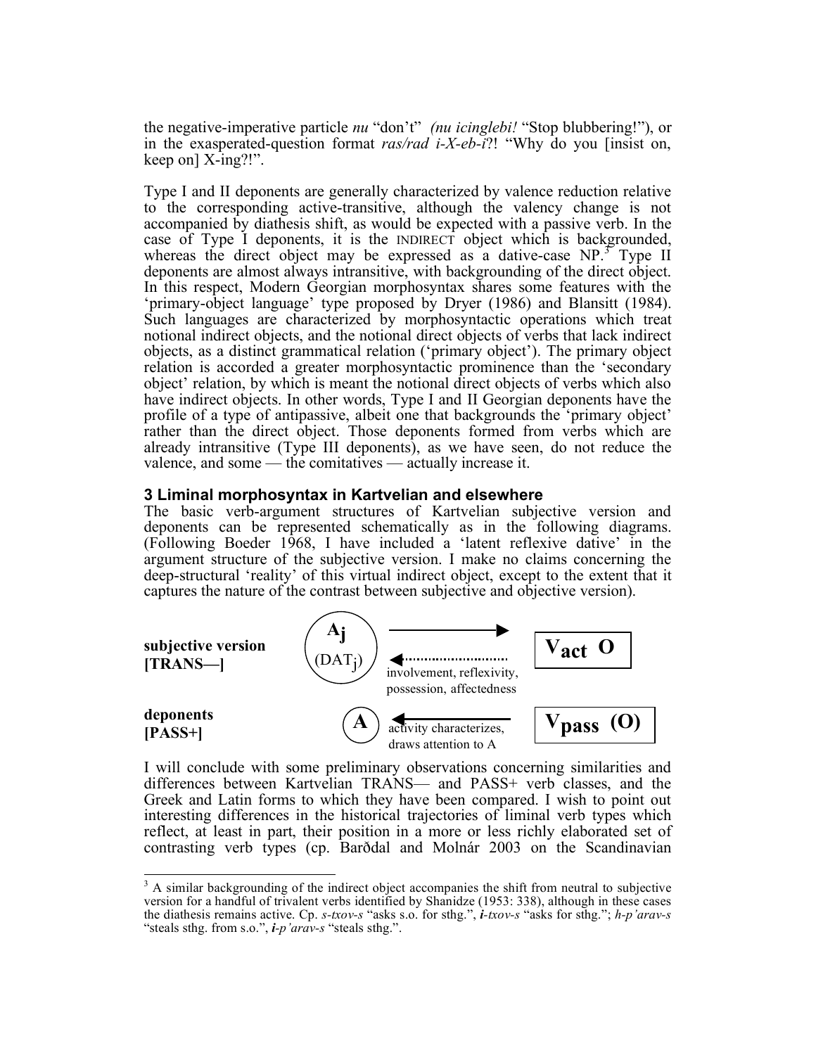the negative-imperative particle *nu* "don't" *(nu icinglebi!* "Stop blubbering!"), or in the exasperated-question format *ras/rad i-X-eb-i*?! "Why do you [insist on, keep on] X-ing?!".

Type I and II deponents are generally characterized by valence reduction relative to the corresponding active-transitive, although the valency change is not accompanied by diathesis shift, as would be expected with a passive verb. In the case of Type I deponents, it is the INDIRECT object which is backgrounded, whereas the direct object may be expressed as a dative-case NP.[3] Type II deponents are almost always intransitive, with backgrounding of the direct object. In this respect, Modern Georgian morphosyntax shares some features with the 'primary-object language' type proposed by Dryer (1986) and Blansitt (1984). Such languages are characterized by morphosyntactic operations which treat notional indirect objects, and the notional direct objects of verbs that lack indirect objects, as a distinct grammatical relation ('primary object'). The primary object relation is accorded a greater morphosyntactic prominence than the 'secondary object' relation, by which is meant the notional direct objects of verbs which also have indirect objects. In other words, Type I and II Georgian deponents have the profile of a type of antipassive, albeit one that backgrounds the 'primary object' rather than the direct object. Those deponents formed from verbs which are already intransitive (Type III deponents), as we have seen, do not reduce the valence, and some — the comitatives — actually increase it.

## 3 Liminal morphosyntax in Kartvelian and elsewhere

The basic verb-argument structures of Kartvelian subjective version and deponents can be represented schematically as in the following diagrams. (Following Boeder 1968, I have included a 'latent reflexive dative' in the argument structure of the subjective version. I make no claims concerning the deep-structural 'reality' of this virtual indirect object, except to the extent that it captures the nature of the contrast between subjective and objective version).

**subjective version [TRANS—]** $A_j$ ($DAT_j$) ⟶ / ⟵ involvement, reflexivity, possession, affectedness $V_{act}$ O

**deponents [PASS+]** A ⟵ activity characterizes, draws attention to A $V_{pass}$ (O)

I will conclude with some preliminary observations concerning similarities and differences between Kartvelian TRANS— and PASS+ verb classes, and the Greek and Latin forms to which they have been compared. I wish to point out interesting differences in the historical trajectories of liminal verb types which reflect, at least in part, their position in a more or less richly elaborated set of contrasting verb types (cp. Barðdal and Molnár 2003 on the Scandinavian

---

[3] A similar backgrounding of the indirect object accompanies the shift from neutral to subjective version for a handful of trivalent verbs identified by Shanidze (1953: 338), although in these cases the diathesis remains active. Cp. *s-txov-s* "asks s.o. for sthg.", ***i**-txov-s* "asks for sthg."; *h-p'arav-s* "steals sthg. from s.o.", ***i**-p'arav-s* "steals sthg.".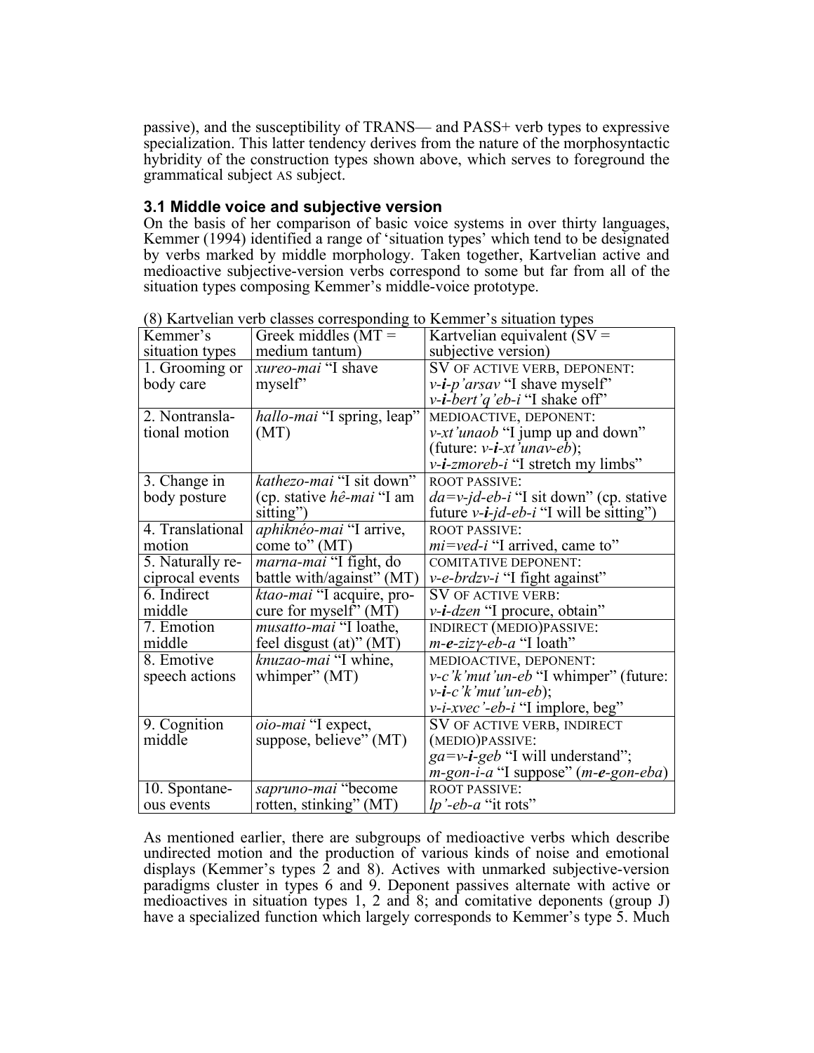passive), and the susceptibility of TRANS— and PASS+ verb types to expressive specialization. This latter tendency derives from the nature of the morphosyntactic hybridity of the construction types shown above, which serves to foreground the grammatical subject AS subject.

### 3.1 Middle voice and subjective version

On the basis of her comparison of basic voice systems in over thirty languages, Kemmer (1994) identified a range of 'situation types' which tend to be designated by verbs marked by middle morphology. Taken together, Kartvelian active and medioactive subjective-version verbs correspond to some but far from all of the situation types composing Kemmer's middle-voice prototype.

(8) Kartvelian verb classes corresponding to Kemmer's situation types

| Kemmer's situation types | Greek middles (MT = medium tantum) | Kartvelian equivalent (SV = subjective version) |
|---|---|---|
| 1. Grooming or body care | *xureo-mai* "I shave myself" | SV OF ACTIVE VERB, DEPONENT: *v-**i**-p'arsav* "I shave myself" *v-**i**-bert'q'eb-i* "I shake off" |
| 2. Nontranslational motion | *hallo-mai* "I spring, leap" (MT) | MEDIOACTIVE, DEPONENT: *v-xt'unaob* "I jump up and down" (future: *v-**i**-xt'unav-eb*); *v-**i**-zmoreb-i* "I stretch my limbs" |
| 3. Change in body posture | *kathezo-mai* "I sit down" (cp. stative *hê-mai* "I am sitting") | ROOT PASSIVE: *da=v-jd-eb-i* "I sit down" (cp. stative future *v-**i**-jd-eb-i* "I will be sitting") |
| 4. Translational motion | *aphiknéo-mai* "I arrive, come to" (MT) | ROOT PASSIVE: *mi=ved-i* "I arrived, came to" |
| 5. Naturally reciprocal events | *marna-mai* "I fight, do battle with/against" (MT) | COMITATIVE DEPONENT: *v-e-brdzv-i* "I fight against" |
| 6. Indirect middle | *ktao-mai* "I acquire, procure for myself" (MT) | SV OF ACTIVE VERB: *v-**i**-dzen* "I procure, obtain" |
| 7. Emotion middle | *musatto-mai* "I loathe, feel disgust (at)" (MT) | INDIRECT (MEDIO)PASSIVE: *m-**e**-zizγ-eb-a* "I loath" |
| 8. Emotive speech actions | *knuzao-mai* "I whine, whimper" (MT) | MEDIOACTIVE, DEPONENT: *v-c'k'mut'un-eb* "I whimper" (future: *v-**i**-c'k'mut'un-eb*); *v-i-xvec'-eb-i* "I implore, beg" |
| 9. Cognition middle | *oio-mai* "I expect, suppose, believe" (MT) | SV OF ACTIVE VERB, INDIRECT (MEDIO)PASSIVE: *ga=v-**i**-geb* "I will understand"; *m-gon-i-a* "I suppose" (*m-**e**-gon-eba*) |
| 10. Spontaneous events | *sapruno-mai* "become rotten, stinking" (MT) | ROOT PASSIVE: *lp'-eb-a* "it rots" |

As mentioned earlier, there are subgroups of medioactive verbs which describe undirected motion and the production of various kinds of noise and emotional displays (Kemmer's types 2 and 8). Actives with unmarked subjective-version paradigms cluster in types 6 and 9. Deponent passives alternate with active or medioactives in situation types 1, 2 and 8; and comitative deponents (group J) have a specialized function which largely corresponds to Kemmer's type 5. Much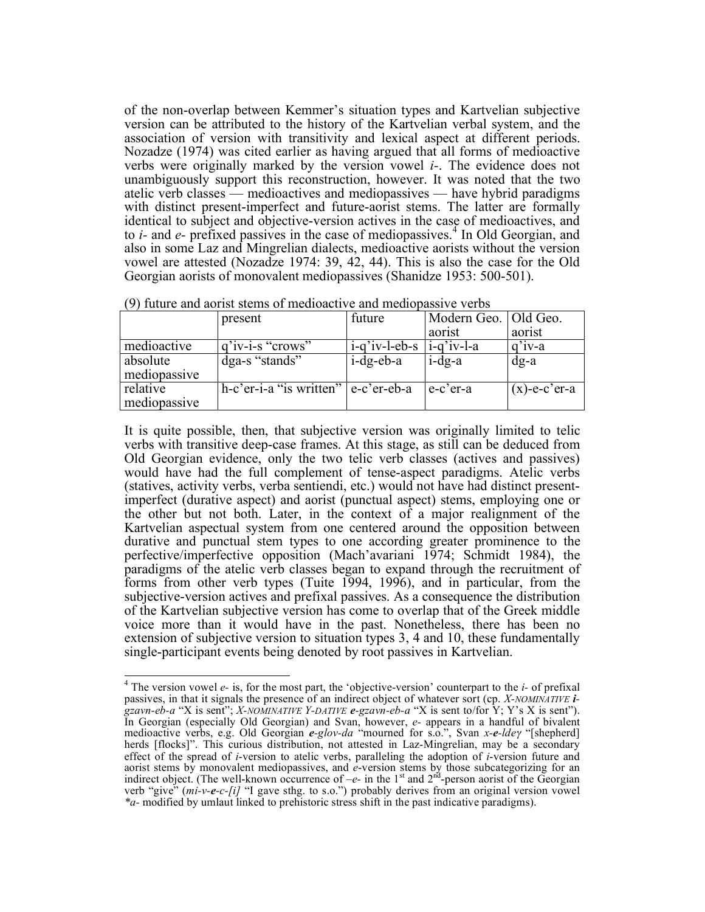of the non-overlap between Kemmer's situation types and Kartvelian subjective version can be attributed to the history of the Kartvelian verbal system, and the association of version with transitivity and lexical aspect at different periods. Nozadze (1974) was cited earlier as having argued that all forms of medioactive verbs were originally marked by the version vowel *i-*. The evidence does not unambiguously support this reconstruction, however. It was noted that the two atelic verb classes — medioactives and mediopassives — have hybrid paradigms with distinct present-imperfect and future-aorist stems. The latter are formally identical to subject and objective-version actives in the case of medioactives, and to *i-* and *e-* prefixed passives in the case of mediopassives.[4] In Old Georgian, and also in some Laz and Mingrelian dialects, medioactive aorists without the version vowel are attested (Nozadze 1974: 39, 42, 44). This is also the case for the Old Georgian aorists of monovalent mediopassives (Shanidze 1953: 500-501).

(9) future and aorist stems of medioactive and mediopassive verbs

| | present | future | Modern Geo. aorist | Old Geo. aorist |
|---|---|---|---|---|
| medioactive | q'iv-i-s "crows" | i-q'iv-l-eb-s | i-q'iv-l-a | q'iv-a |
| absolute mediopassive | dga-s "stands" | i-dg-eb-a | i-dg-a | dg-a |
| relative mediopassive | h-c'er-i-a "is written" | e-c'er-eb-a | e-c'er-a | (x)-e-c'er-a |

It is quite possible, then, that subjective version was originally limited to telic verbs with transitive deep-case frames. At this stage, as still can be deduced from Old Georgian evidence, only the two telic verb classes (actives and passives) would have had the full complement of tense-aspect paradigms. Atelic verbs (statives, activity verbs, verba sentiendi, etc.) would not have had distinct present-imperfect (durative aspect) and aorist (punctual aspect) stems, employing one or the other but not both. Later, in the context of a major realignment of the Kartvelian aspectual system from one centered around the opposition between durative and punctual stem types to one according greater prominence to the perfective/imperfective opposition (Mach'avariani 1974; Schmidt 1984), the paradigms of the atelic verb classes began to expand through the recruitment of forms from other verb types (Tuite 1994, 1996), and in particular, from the subjective-version actives and prefixal passives. As a consequence the distribution of the Kartvelian subjective version has come to overlap that of the Greek middle voice more than it would have in the past. Nonetheless, there has been no extension of subjective version to situation types 3, 4 and 10, these fundamentally single-participant events being denoted by root passives in Kartvelian.

---

[4] The version vowel *e-* is, for the most part, the 'objective-version' counterpart to the *i-* of prefixal passives, in that it signals the presence of an indirect object of whatever sort (cp. *X-NOMINATIVE **i**-gzavn-eb-a* "X is sent"; *X-NOMINATIVE Y-DATIVE **e**-gzavn-eb-a* "X is sent to/for Y; Y's X is sent"). In Georgian (especially Old Georgian) and Svan, however, *e-* appears in a handful of bivalent medioactive verbs, e.g. Old Georgian ***e**-glov-da* "mourned for s.o.", Svan *x-**e**-ldeγ* "[shepherd] herds [flocks]". This curious distribution, not attested in Laz-Mingrelian, may be a secondary effect of the spread of *i*-version to atelic verbs, paralleling the adoption of *i*-version future and aorist stems by monovalent mediopassives, and *e*-version stems by those subcategorizing for an indirect object. (The well-known occurrence of *–e-* in the 1st and 2nd-person aorist of the Georgian verb "give" (*mi-v-**e**-c-[i]* "I gave sthg. to s.o.") probably derives from an original version vowel *\*a-* modified by umlaut linked to prehistoric stress shift in the past indicative paradigms).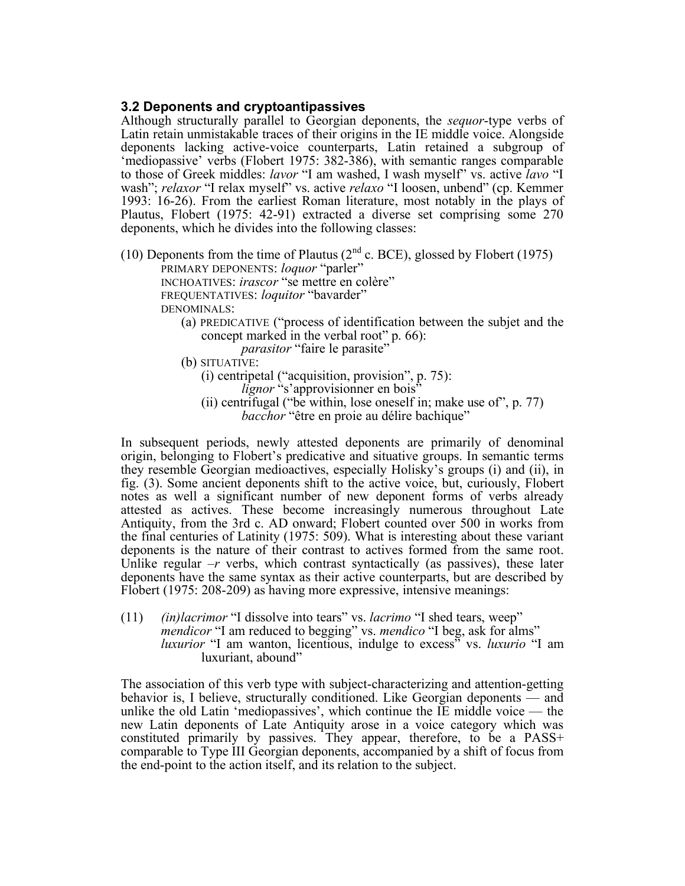### 3.2 Deponents and cryptoantipassives

Although structurally parallel to Georgian deponents, the *sequor*-type verbs of Latin retain unmistakable traces of their origins in the IE middle voice. Alongside deponents lacking active-voice counterparts, Latin retained a subgroup of 'mediopassive' verbs (Flobert 1975: 382-386), with semantic ranges comparable to those of Greek middles: *lavor* "I am washed, I wash myself" vs. active *lavo* "I wash"; *relaxor* "I relax myself" vs. active *relaxo* "I loosen, unbend" (cp. Kemmer 1993: 16-26). From the earliest Roman literature, most notably in the plays of Plautus, Flobert (1975: 42-91) extracted a diverse set comprising some 270 deponents, which he divides into the following classes:

(10) Deponents from the time of Plautus (2nd c. BCE), glossed by Flobert (1975)

PRIMARY DEPONENTS: *loquor* "parler"
INCHOATIVES: *irascor* "se mettre en colère"
FREQUENTATIVES: *loquitor* "bavarder"
DENOMINALS:

- (a) PREDICATIVE ("process of identification between the subjet and the concept marked in the verbal root" p. 66):
  - *parasitor* "faire le parasite"
- (b) SITUATIVE:
  - (i) centripetal ("acquisition, provision", p. 75):
    - *lignor* "s'approvisionner en bois"
  - (ii) centrifugal ("be within, lose oneself in; make use of", p. 77)
    - *bacchor* "être en proie au délire bachique"

In subsequent periods, newly attested deponents are primarily of denominal origin, belonging to Flobert's predicative and situative groups. In semantic terms they resemble Georgian medioactives, especially Holisky's groups (i) and (ii), in fig. (3). Some ancient deponents shift to the active voice, but, curiously, Flobert notes as well a significant number of new deponent forms of verbs already attested as actives. These become increasingly numerous throughout Late Antiquity, from the 3rd c. AD onward; Flobert counted over 500 in works from the final centuries of Latinity (1975: 509). What is interesting about these variant deponents is the nature of their contrast to actives formed from the same root. Unlike regular *–r* verbs, which contrast syntactically (as passives), these later deponents have the same syntax as their active counterparts, but are described by Flobert (1975: 208-209) as having more expressive, intensive meanings:

(11) *(in)lacrimor* "I dissolve into tears" vs. *lacrimo* "I shed tears, weep"
*mendicor* "I am reduced to begging" vs. *mendico* "I beg, ask for alms"
*luxurior* "I am wanton, licentious, indulge to excess" vs. *luxurio* "I am luxuriant, abound"

The association of this verb type with subject-characterizing and attention-getting behavior is, I believe, structurally conditioned. Like Georgian deponents — and unlike the old Latin 'mediopassives', which continue the IE middle voice — the new Latin deponents of Late Antiquity arose in a voice category which was constituted primarily by passives. They appear, therefore, to be a PASS+ comparable to Type III Georgian deponents, accompanied by a shift of focus from the end-point to the action itself, and its relation to the subject.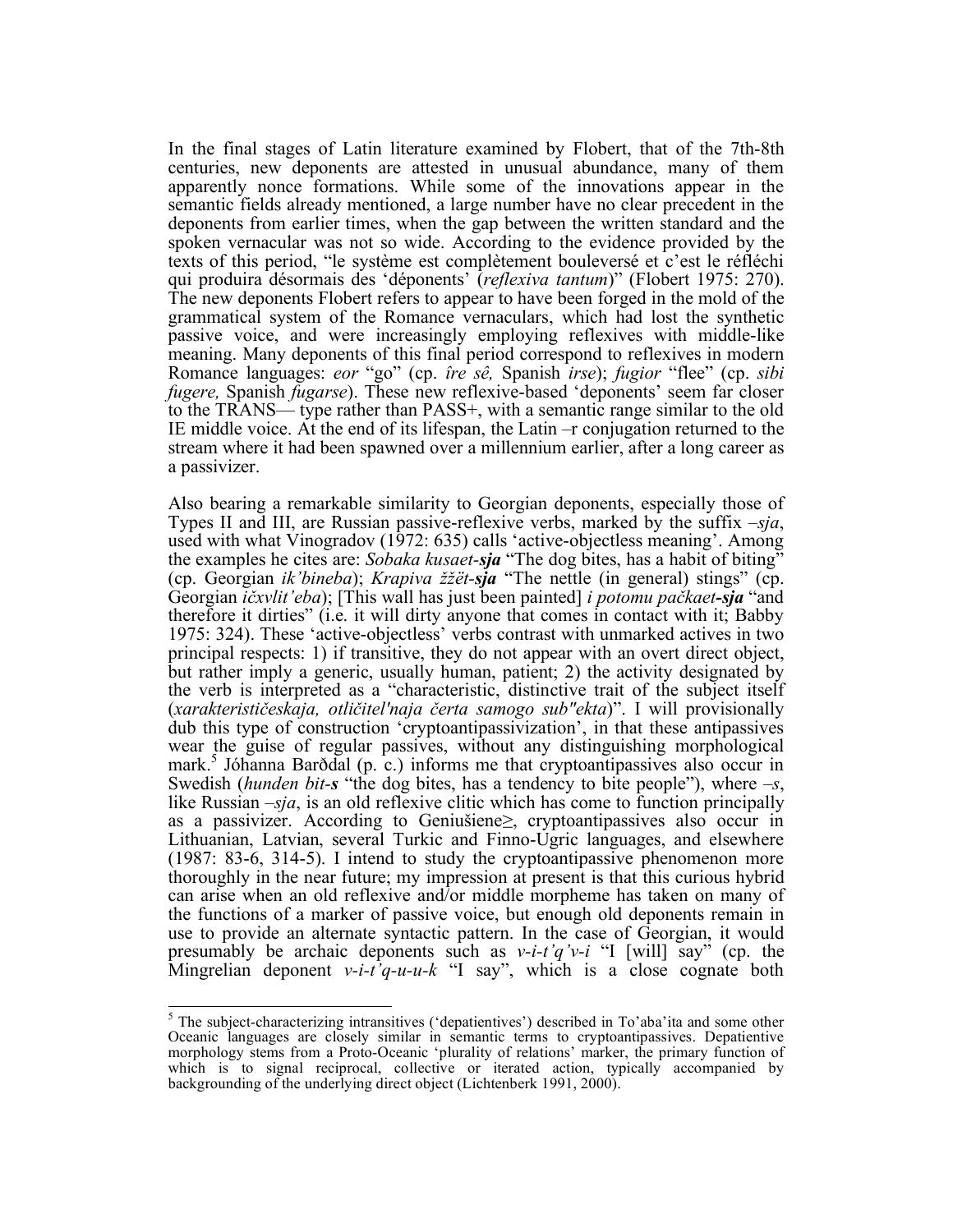In the final stages of Latin literature examined by Flobert, that of the 7th-8th centuries, new deponents are attested in unusual abundance, many of them apparently nonce formations. While some of the innovations appear in the semantic fields already mentioned, a large number have no clear precedent in the deponents from earlier times, when the gap between the written standard and the spoken vernacular was not so wide. According to the evidence provided by the texts of this period, "le système est complètement bouleversé et c'est le réfléchi qui produira désormais des 'déponents' (*reflexiva tantum*)" (Flobert 1975: 270). The new deponents Flobert refers to appear to have been forged in the mold of the grammatical system of the Romance vernaculars, which had lost the synthetic passive voice, and were increasingly employing reflexives with middle-like meaning. Many deponents of this final period correspond to reflexives in modern Romance languages: *eor* "go" (cp. *īre sê,* Spanish *irse*); *fugior* "flee" (cp. *sibi fugere,* Spanish *fugarse*). These new reflexive-based 'deponents' seem far closer to the TRANS— type rather than PASS+, with a semantic range similar to the old IE middle voice. At the end of its lifespan, the Latin –r conjugation returned to the stream where it had been spawned over a millennium earlier, after a long career as a passivizer.

Also bearing a remarkable similarity to Georgian deponents, especially those of Types II and III, are Russian passive-reflexive verbs, marked by the suffix *–sja*, used with what Vinogradov (1972: 635) calls 'active-objectless meaning'. Among the examples he cites are: *Sobaka kusaet-**sja*** "The dog bites, has a habit of biting" (cp. Georgian *ik'bineba*); *Krapiva žžët-**sja*** "The nettle (in general) stings" (cp. Georgian *ičxvlit'eba*); [This wall has just been painted] *i potomu pačkaet-**sja*** "and therefore it dirties" (i.e. it will dirty anyone that comes in contact with it; Babby 1975: 324). These 'active-objectless' verbs contrast with unmarked actives in two principal respects: 1) if transitive, they do not appear with an overt direct object, but rather imply a generic, usually human, patient; 2) the activity designated by the verb is interpreted as a "characteristic, distinctive trait of the subject itself (*xarakterističeskaja, otličitel'naja čerta samogo sub"ekta*)". I will provisionally dub this type of construction 'cryptoantipassivization', in that these antipassives wear the guise of regular passives, without any distinguishing morphological mark.[5] Jóhanna Barðdal (p. c.) informs me that cryptoantipassives also occur in Swedish (*hunden bit-**s*** "the dog bites, has a tendency to bite people"), where *–s*, like Russian *–sja*, is an old reflexive clitic which has come to function principally as a passivizer. According to Geniušiene≥, cryptoantipassives also occur in Lithuanian, Latvian, several Turkic and Finno-Ugric languages, and elsewhere (1987: 83-6, 314-5). I intend to study the cryptoantipassive phenomenon more thoroughly in the near future; my impression at present is that this curious hybrid can arise when an old reflexive and/or middle morpheme has taken on many of the functions of a marker of passive voice, but enough old deponents remain in use to provide an alternate syntactic pattern. In the case of Georgian, it would presumably be archaic deponents such as *v-i-t'q'v-i* "I [will] say" (cp. the Mingrelian deponent *v-i-t'q-u-u-k* "I say", which is a close cognate both

[5] The subject-characterizing intransitives ('depatientives') described in To'aba'ita and some other Oceanic languages are closely similar in semantic terms to cryptoantipassives. Depatientive morphology stems from a Proto-Oceanic 'plurality of relations' marker, the primary function of which is to signal reciprocal, collective or iterated action, typically accompanied by backgrounding of the underlying direct object (Lichtenberk 1991, 2000).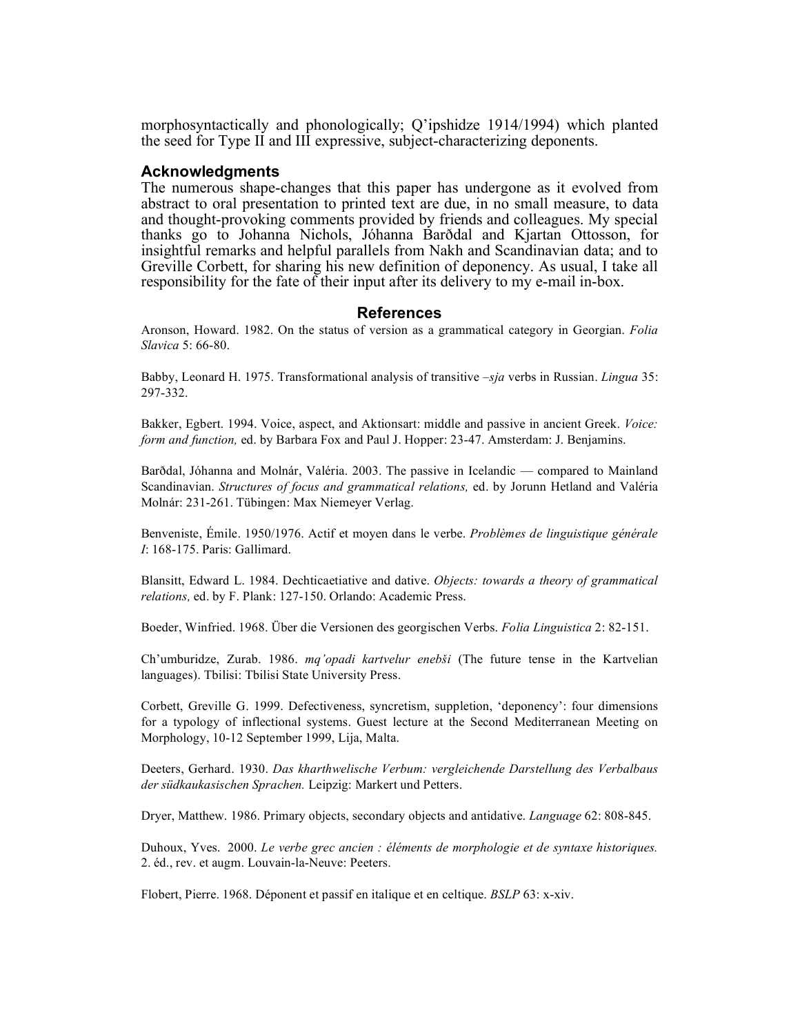morphosyntactically and phonologically; Q'ipshidze 1914/1994) which planted the seed for Type II and III expressive, subject-characterizing deponents.

## Acknowledgments

The numerous shape-changes that this paper has undergone as it evolved from abstract to oral presentation to printed text are due, in no small measure, to data and thought-provoking comments provided by friends and colleagues. My special thanks go to Johanna Nichols, Jóhanna Barðdal and Kjartan Ottosson, for insightful remarks and helpful parallels from Nakh and Scandinavian data; and to Greville Corbett, for sharing his new definition of deponency. As usual, I take all responsibility for the fate of their input after its delivery to my e-mail in-box.

## References

Aronson, Howard. 1982. On the status of version as a grammatical category in Georgian. *Folia Slavica* 5: 66-80.

Babby, Leonard H. 1975. Transformational analysis of transitive *–sja* verbs in Russian. *Lingua* 35: 297-332.

Bakker, Egbert. 1994. Voice, aspect, and Aktionsart: middle and passive in ancient Greek. *Voice: form and function,* ed. by Barbara Fox and Paul J. Hopper: 23-47. Amsterdam: J. Benjamins.

Barðdal, Jóhanna and Molnár, Valéria. 2003. The passive in Icelandic — compared to Mainland Scandinavian. *Structures of focus and grammatical relations,* ed. by Jorunn Hetland and Valéria Molnár: 231-261. Tübingen: Max Niemeyer Verlag.

Benveniste, Émile. 1950/1976. Actif et moyen dans le verbe. *Problèmes de linguistique générale I*: 168-175. Paris: Gallimard.

Blansitt, Edward L. 1984. Dechticaetiative and dative. *Objects: towards a theory of grammatical relations,* ed. by F. Plank: 127-150. Orlando: Academic Press.

Boeder, Winfried. 1968. Über die Versionen des georgischen Verbs. *Folia Linguistica* 2: 82-151.

Ch'umburidze, Zurab. 1986. *mq'opadi kartvelur enebši* (The future tense in the Kartvelian languages). Tbilisi: Tbilisi State University Press.

Corbett, Greville G. 1999. Defectiveness, syncretism, suppletion, 'deponency': four dimensions for a typology of inflectional systems. Guest lecture at the Second Mediterranean Meeting on Morphology, 10-12 September 1999, Lija, Malta.

Deeters, Gerhard. 1930. *Das kharthwelische Verbum: vergleichende Darstellung des Verbalbaus der südkaukasischen Sprachen.* Leipzig: Markert und Petters.

Dryer, Matthew. 1986. Primary objects, secondary objects and antidative. *Language* 62: 808-845.

Duhoux, Yves. 2000. *Le verbe grec ancien : éléments de morphologie et de syntaxe historiques.* 2. éd., rev. et augm. Louvain-la-Neuve: Peeters.

Flobert, Pierre. 1968. Déponent et passif en italique et en celtique. *BSLP* 63: x-xiv.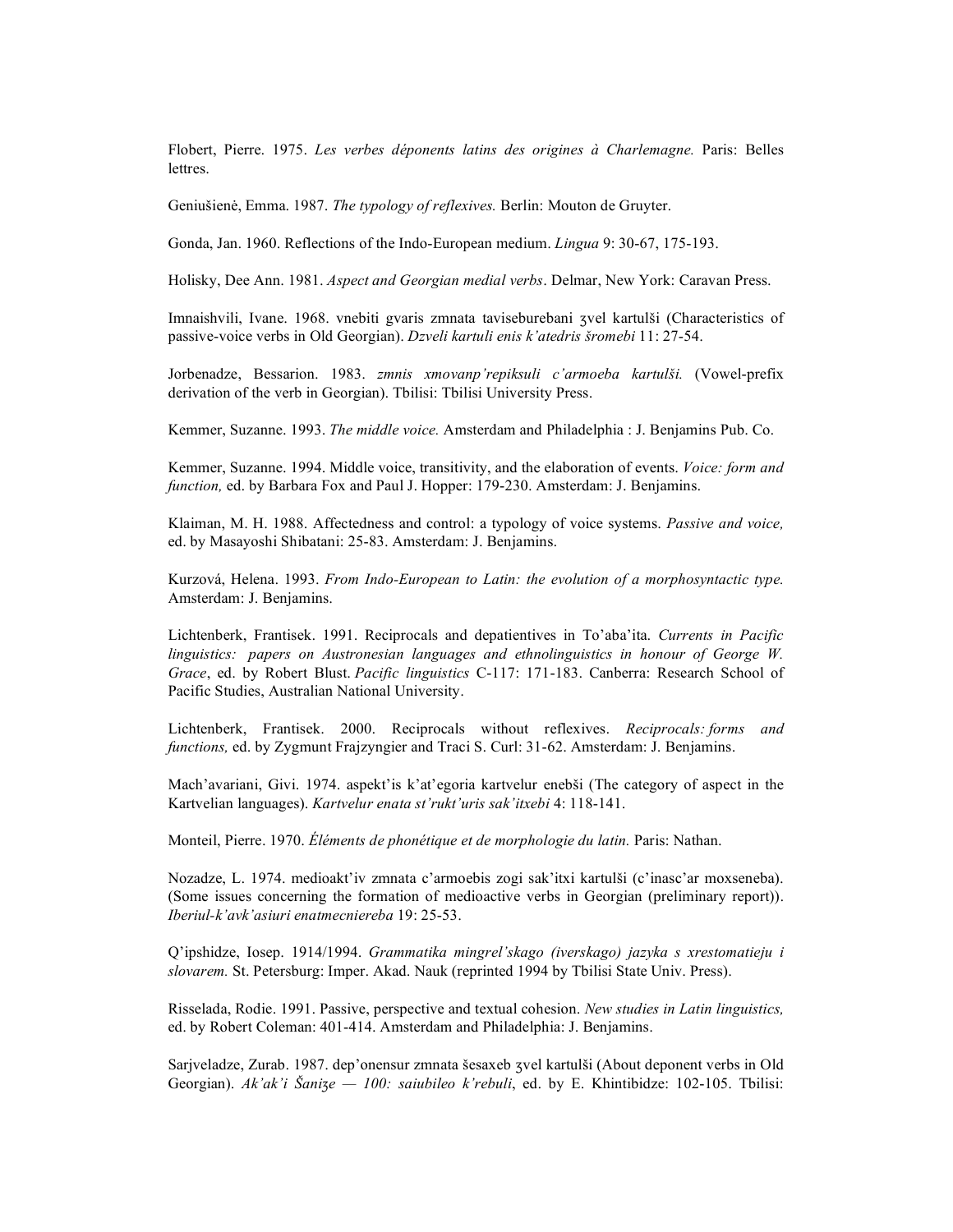Flobert, Pierre. 1975. *Les verbes déponents latins des origines à Charlemagne.* Paris: Belles lettres.

Geniušienė, Emma. 1987. *The typology of reflexives.* Berlin: Mouton de Gruyter.

Gonda, Jan. 1960. Reflections of the Indo-European medium. *Lingua* 9: 30-67, 175-193.

Holisky, Dee Ann. 1981. *Aspect and Georgian medial verbs*. Delmar, New York: Caravan Press.

Imnaishvili, Ivane. 1968. vnebiti gvaris zmnata taviseburebani ʒvel kartulši (Characteristics of passive-voice verbs in Old Georgian). *Dzveli kartuli enis k'atedris šromebi* 11: 27-54.

Jorbenadze, Bessarion. 1983. *zmnis xmovanp'repiksuli c'armoeba kartulši.* (Vowel-prefix derivation of the verb in Georgian). Tbilisi: Tbilisi University Press.

Kemmer, Suzanne. 1993. *The middle voice.* Amsterdam and Philadelphia : J. Benjamins Pub. Co.

Kemmer, Suzanne. 1994. Middle voice, transitivity, and the elaboration of events. *Voice: form and function,* ed. by Barbara Fox and Paul J. Hopper: 179-230. Amsterdam: J. Benjamins.

Klaiman, M. H. 1988. Affectedness and control: a typology of voice systems. *Passive and voice,* ed. by Masayoshi Shibatani: 25-83. Amsterdam: J. Benjamins.

Kurzová, Helena. 1993. *From Indo-European to Latin: the evolution of a morphosyntactic type.* Amsterdam: J. Benjamins.

Lichtenberk, Frantisek. 1991. Reciprocals and depatientives in To'aba'ita. *Currents in Pacific linguistics: papers on Austronesian languages and ethnolinguistics in honour of George W. Grace*, ed. by Robert Blust. *Pacific linguistics* C-117: 171-183. Canberra: Research School of Pacific Studies, Australian National University.

Lichtenberk, Frantisek. 2000. Reciprocals without reflexives. *Reciprocals: forms and functions,* ed. by Zygmunt Frajzyngier and Traci S. Curl: 31-62. Amsterdam: J. Benjamins.

Mach'avariani, Givi. 1974. aspekt'is k'at'egoria kartvelur enebši (The category of aspect in the Kartvelian languages). *Kartvelur enata st'rukt'uris sak'itxebi* 4: 118-141.

Monteil, Pierre. 1970. *Éléments de phonétique et de morphologie du latin.* Paris: Nathan.

Nozadze, L. 1974. medioakt'iv zmnata c'armoebis zogi sak'itxi kartulši (c'inasc'ar moxseneba). (Some issues concerning the formation of medioactive verbs in Georgian (preliminary report)). *Iberiul-k'avk'asiuri enatmecniereba* 19: 25-53.

Q'ipshidze, Iosep. 1914/1994. *Grammatika mingrel'skago (iverskago) jazyka s xrestomatieju i slovarem.* St. Petersburg: Imper. Akad. Nauk (reprinted 1994 by Tbilisi State Univ. Press).

Risselada, Rodie. 1991. Passive, perspective and textual cohesion. *New studies in Latin linguistics,* ed. by Robert Coleman: 401-414. Amsterdam and Philadelphia: J. Benjamins.

Sarjveladze, Zurab. 1987. dep'onensur zmnata šesaxeb ʒvel kartulši (About deponent verbs in Old Georgian). *Ak'ak'i Šaniʒe — 100: saiubileo k'rebuli*, ed. by E. Khintibidze: 102-105. Tbilisi: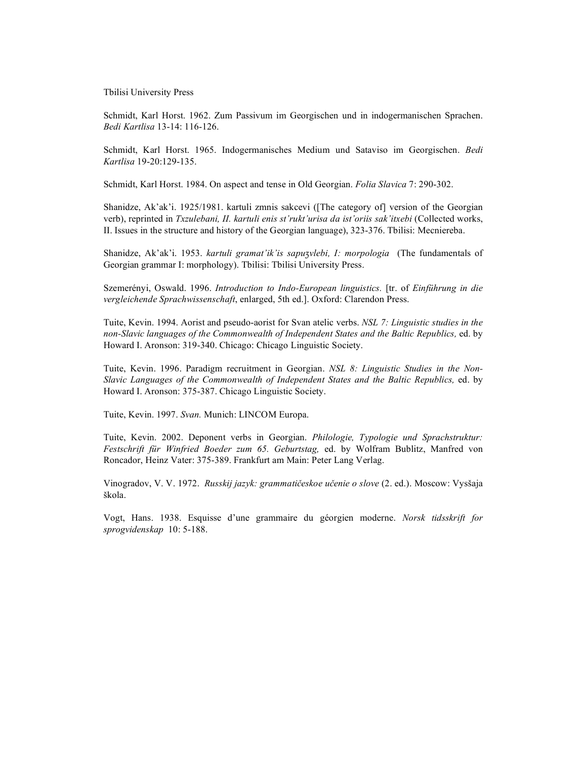Tbilisi University Press

Schmidt, Karl Horst. 1962. Zum Passivum im Georgischen und in indogermanischen Sprachen. *Bedi Kartlisa* 13-14: 116-126.

Schmidt, Karl Horst. 1965. Indogermanisches Medium und Sataviso im Georgischen. *Bedi Kartlisa* 19-20:129-135.

Schmidt, Karl Horst. 1984. On aspect and tense in Old Georgian. *Folia Slavica* 7: 290-302.

Shanidze, Ak'ak'i. 1925/1981. kartuli zmnis sakcevi ([The category of] version of the Georgian verb), reprinted in *Txzulebani, II. kartuli enis st'rukt'urisa da ist'oriis sak'itxebi* (Collected works, II. Issues in the structure and history of the Georgian language), 323-376. Tbilisi: Mecniereba.

Shanidze, Ak'ak'i. 1953. *kartuli gramat'ik'is sapuʒvlebi, I: morpologia* (The fundamentals of Georgian grammar I: morphology). Tbilisi: Tbilisi University Press.

Szemerényi, Oswald. 1996. *Introduction to Indo-European linguistics*. [tr. of *Einführung in die vergleichende Sprachwissenschaft*, enlarged, 5th ed.]. Oxford: Clarendon Press.

Tuite, Kevin. 1994. Aorist and pseudo-aorist for Svan atelic verbs. *NSL 7: Linguistic studies in the non-Slavic languages of the Commonwealth of Independent States and the Baltic Republics,* ed. by Howard I. Aronson: 319-340. Chicago: Chicago Linguistic Society.

Tuite, Kevin. 1996. Paradigm recruitment in Georgian. *NSL 8: Linguistic Studies in the Non-Slavic Languages of the Commonwealth of Independent States and the Baltic Republics,* ed. by Howard I. Aronson: 375-387. Chicago Linguistic Society.

Tuite, Kevin. 1997. *Svan.* Munich: LINCOM Europa.

Tuite, Kevin. 2002. Deponent verbs in Georgian. *Philologie, Typologie und Sprachstruktur: Festschrift für Winfried Boeder zum 65. Geburtstag,* ed. by Wolfram Bublitz, Manfred von Roncador, Heinz Vater: 375-389. Frankfurt am Main: Peter Lang Verlag.

Vinogradov, V. V. 1972. *Russkij jazyk: grammatičeskoe učenie o slove* (2. ed.). Moscow: Vysšaja škola.

Vogt, Hans. 1938. Esquisse d'une grammaire du géorgien moderne. *Norsk tidsskrift for sprogvidenskap* 10: 5-188.